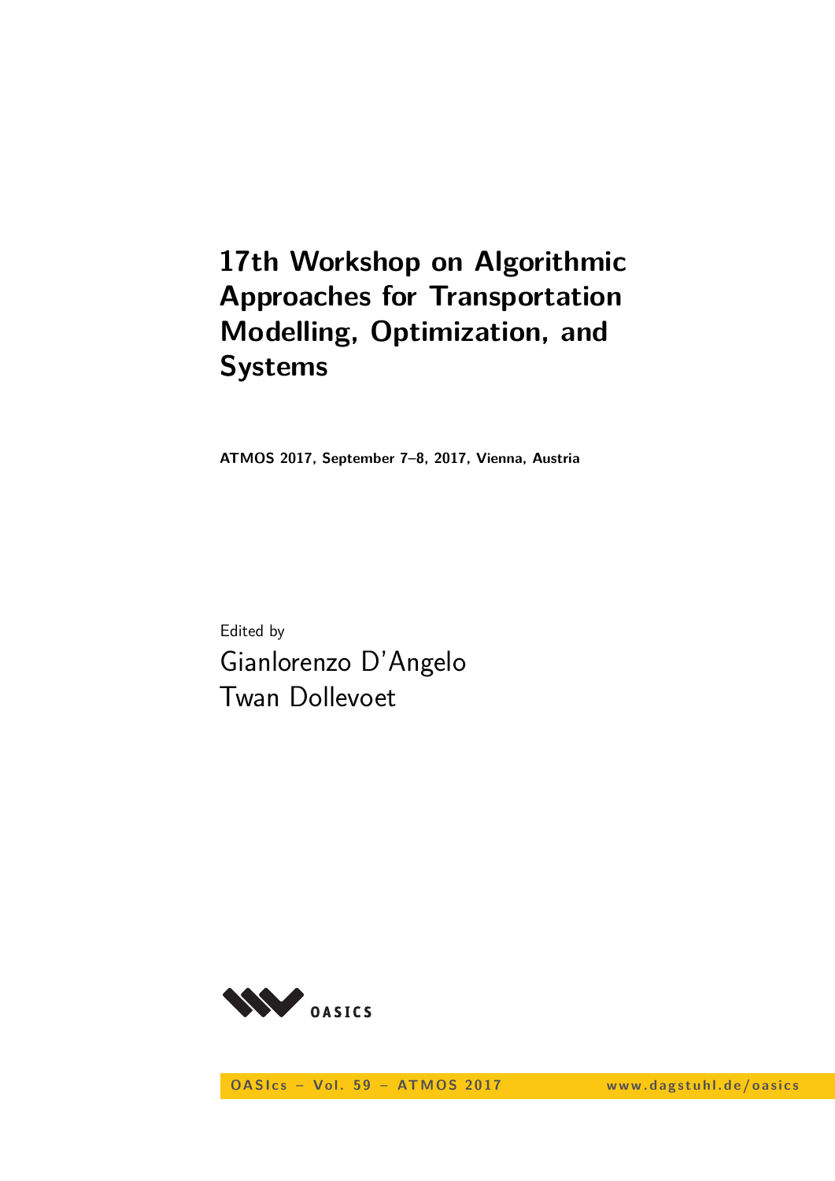# 17th Workshop on Algorithmic Approaches for Transportation Modelling, Optimization, and Systems

**ATMOS 2017, September 7–8, 2017, Vienna, Austria**

Edited by

Gianlorenzo D'Angelo
Twan Dollevoet

OASIcs – Vol. 59 – ATMOS 2017 www.dagstuhl.de/oasics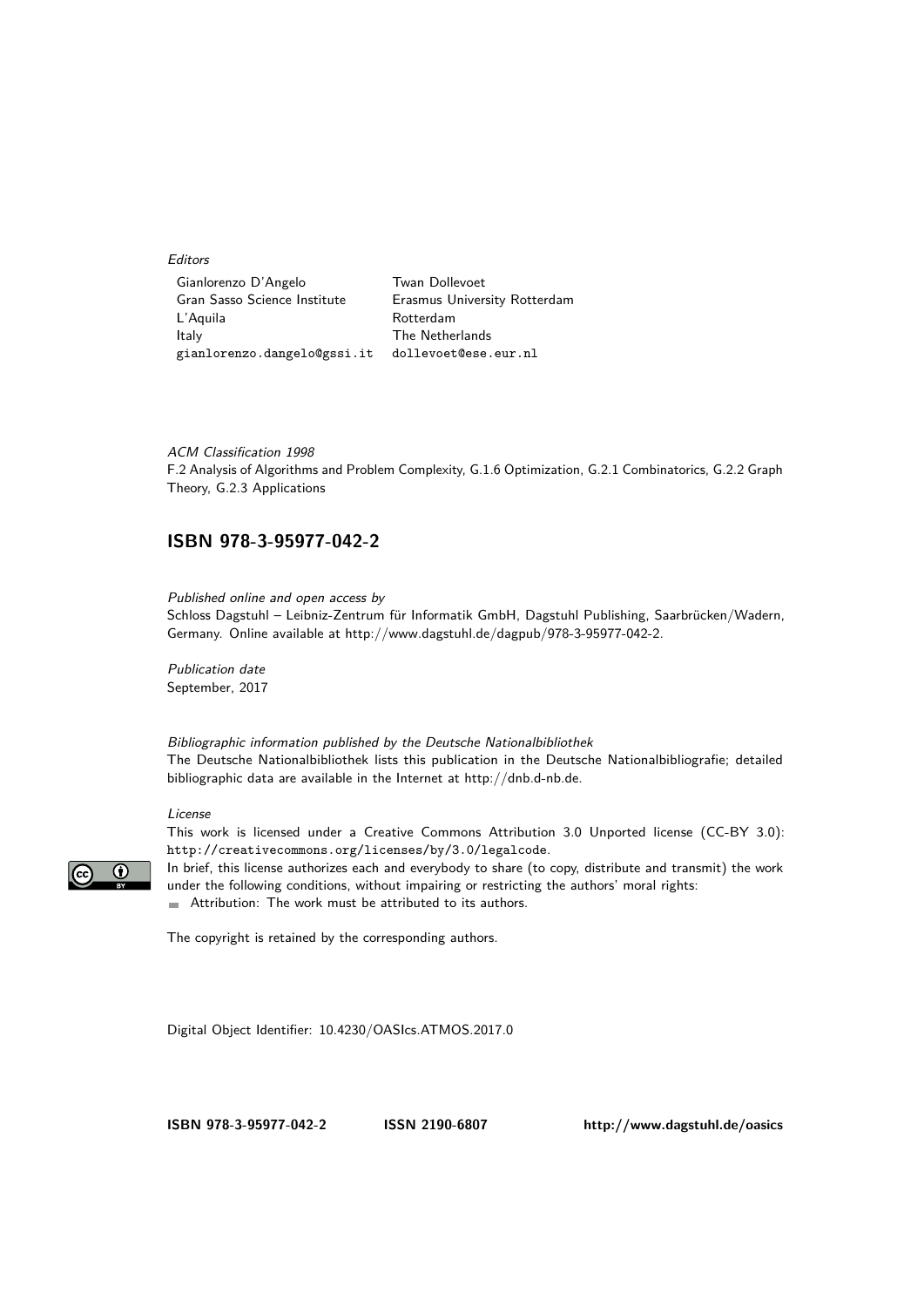*Editors*

| Gianlorenzo D'Angelo | Twan Dollevoet |
| --- | --- |
| Gran Sasso Science Institute | Erasmus University Rotterdam |
| L'Aquila | Rotterdam |
| Italy | The Netherlands |
| gianlorenzo.dangelo@gssi.it | dollevoet@ese.eur.nl |

*ACM Classification 1998*
F.2 Analysis of Algorithms and Problem Complexity, G.1.6 Optimization, G.2.1 Combinatorics, G.2.2 Graph Theory, G.2.3 Applications

## ISBN 978-3-95977-042-2

*Published online and open access by*
Schloss Dagstuhl – Leibniz-Zentrum für Informatik GmbH, Dagstuhl Publishing, Saarbrücken/Wadern, Germany. Online available at http://www.dagstuhl.de/dagpub/978-3-95977-042-2.

*Publication date*
September, 2017

*Bibliographic information published by the Deutsche Nationalbibliothek*
The Deutsche Nationalbibliothek lists this publication in the Deutsche Nationalbibliografie; detailed bibliographic data are available in the Internet at http://dnb.d-nb.de.

*License*
This work is licensed under a Creative Commons Attribution 3.0 Unported license (CC-BY 3.0): http://creativecommons.org/licenses/by/3.0/legalcode.
In brief, this license authorizes each and everybody to share (to copy, distribute and transmit) the work under the following conditions, without impairing or restricting the authors' moral rights:

- Attribution: The work must be attributed to its authors.

The copyright is retained by the corresponding authors.

Digital Object Identifier: 10.4230/OASIcs.ATMOS.2017.0

**ISBN 978-3-95977-042-2** **ISSN 2190-6807** **http://www.dagstuhl.de/oasics**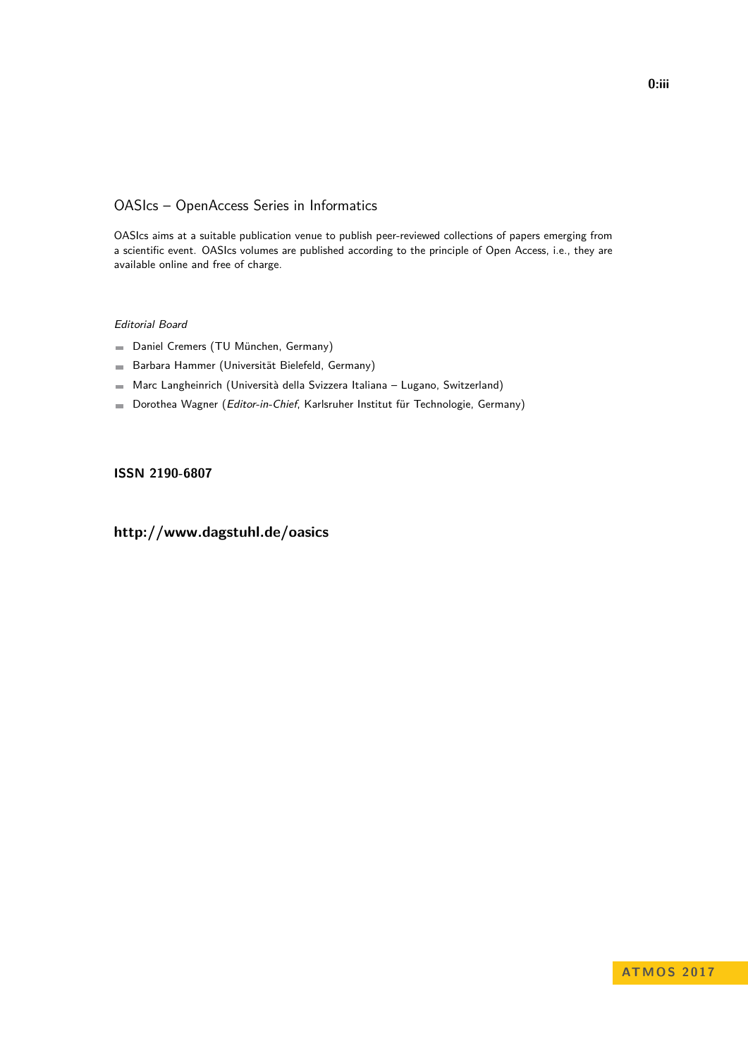# OASIcs – OpenAccess Series in Informatics

OASIcs aims at a suitable publication venue to publish peer-reviewed collections of papers emerging from a scientific event. OASIcs volumes are published according to the principle of Open Access, i.e., they are available online and free of charge.

*Editorial Board*

- Daniel Cremers (TU München, Germany)
- Barbara Hammer (Universität Bielefeld, Germany)
- Marc Langheinrich (Università della Svizzera Italiana – Lugano, Switzerland)
- Dorothea Wagner (*Editor-in-Chief*, Karlsruher Institut für Technologie, Germany)

**ISSN 2190-6807**

**http://www.dagstuhl.de/oasics**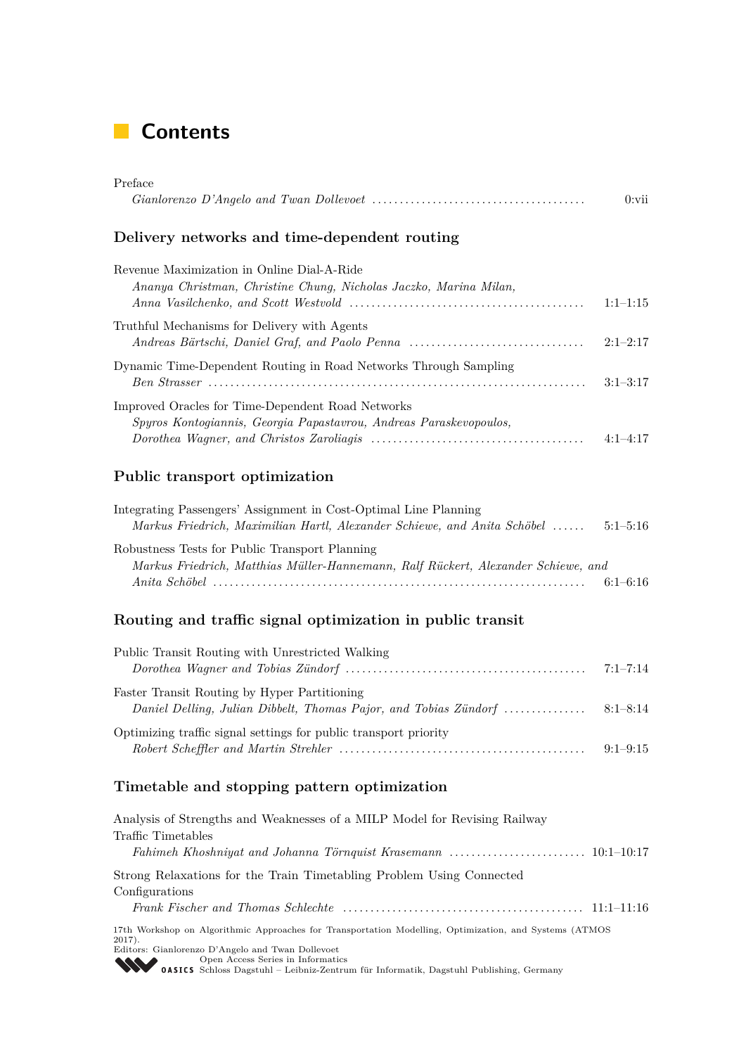# Contents

Preface
*Gianlorenzo D'Angelo and Twan Dollevoet* ........ 0:vii

## Delivery networks and time-dependent routing

Revenue Maximization in Online Dial-A-Ride
*Ananya Christman, Christine Chung, Nicholas Jaczko, Marina Milan, Anna Vasilchenko, and Scott Westvold* ........ 1:1–1:15

Truthful Mechanisms for Delivery with Agents
*Andreas Bärtschi, Daniel Graf, and Paolo Penna* ........ 2:1–2:17

Dynamic Time-Dependent Routing in Road Networks Through Sampling
*Ben Strasser* ........ 3:1–3:17

Improved Oracles for Time-Dependent Road Networks
*Spyros Kontogiannis, Georgia Papastavrou, Andreas Paraskevopoulos, Dorothea Wagner, and Christos Zaroliagis* ........ 4:1–4:17

## Public transport optimization

Integrating Passengers' Assignment in Cost-Optimal Line Planning
*Markus Friedrich, Maximilian Hartl, Alexander Schiewe, and Anita Schöbel* ........ 5:1–5:16

Robustness Tests for Public Transport Planning
*Markus Friedrich, Matthias Müller-Hannemann, Ralf Rückert, Alexander Schiewe, and Anita Schöbel* ........ 6:1–6:16

## Routing and traffic signal optimization in public transit

Public Transit Routing with Unrestricted Walking
*Dorothea Wagner and Tobias Zündorf* ........ 7:1–7:14

Faster Transit Routing by Hyper Partitioning
*Daniel Delling, Julian Dibbelt, Thomas Pajor, and Tobias Zündorf* ........ 8:1–8:14

Optimizing traffic signal settings for public transport priority
*Robert Scheffler and Martin Strehler* ........ 9:1–9:15

## Timetable and stopping pattern optimization

Analysis of Strengths and Weaknesses of a MILP Model for Revising Railway Traffic Timetables
*Fahimeh Khoshniyat and Johanna Törnquist Krasemann* ........ 10:1–10:17

Strong Relaxations for the Train Timetabling Problem Using Connected Configurations
*Frank Fischer and Thomas Schlechte* ........ 11:1–11:16

17th Workshop on Algorithmic Approaches for Transportation Modelling, Optimization, and Systems (ATMOS 2017).
Editors: Gianlorenzo D'Angelo and Twan Dollevoet
Open Access Series in Informatics
OASICS Schloss Dagstuhl – Leibniz-Zentrum für Informatik, Dagstuhl Publishing, Germany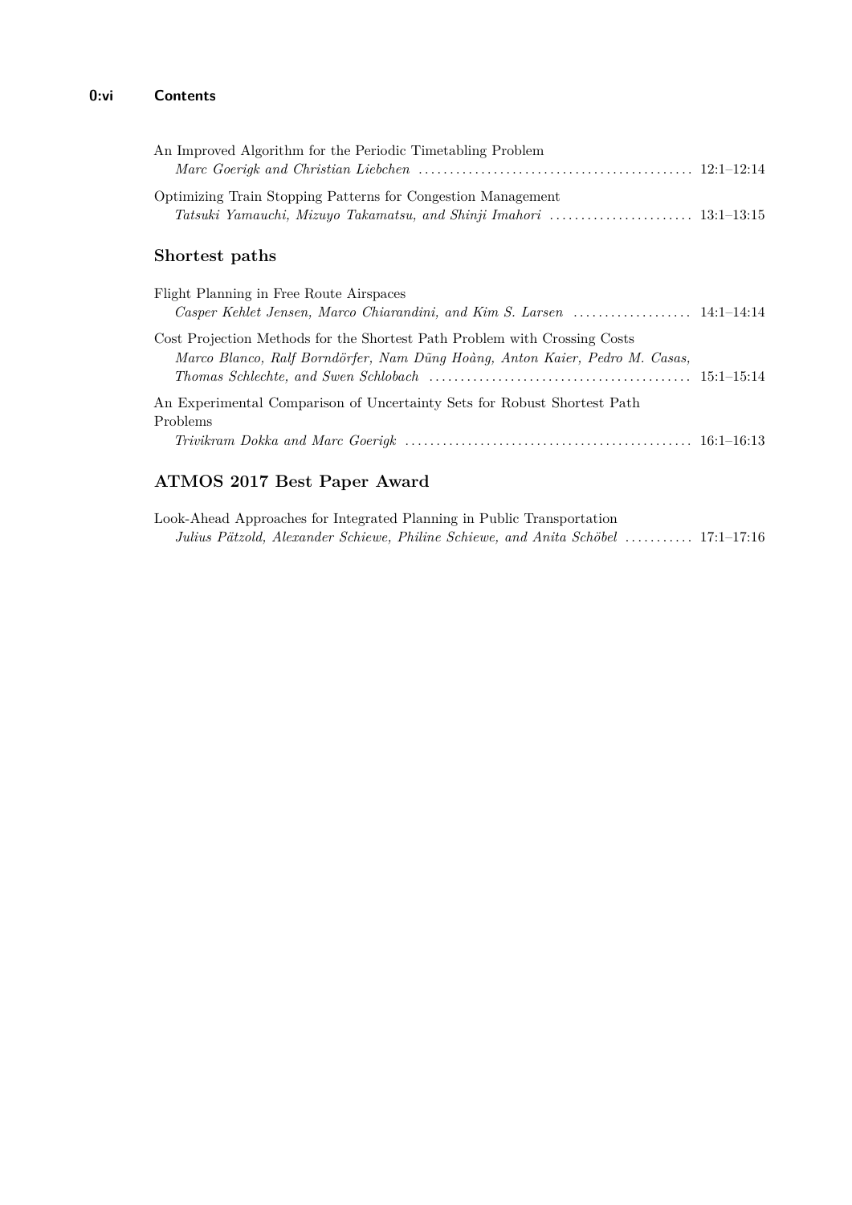An Improved Algorithm for the Periodic Timetabling Problem
*Marc Goerigk and Christian Liebchen* ........................................... 12:1–12:14

Optimizing Train Stopping Patterns for Congestion Management
*Tatsuki Yamauchi, Mizuyo Takamatsu, and Shinji Imahori* ...................... 13:1–13:15

## Shortest paths

Flight Planning in Free Route Airspaces
*Casper Kehlet Jensen, Marco Chiarandini, and Kim S. Larsen* ................... 14:1–14:14

Cost Projection Methods for the Shortest Path Problem with Crossing Costs
*Marco Blanco, Ralf Borndörfer, Nam Dũng Hoàng, Anton Kaier, Pedro M. Casas, Thomas Schlechte, and Swen Schlobach* ........................................ 15:1–15:14

An Experimental Comparison of Uncertainty Sets for Robust Shortest Path Problems
*Trivikram Dokka and Marc Goerigk* ............................................. 16:1–16:13

## ATMOS 2017 Best Paper Award

Look-Ahead Approaches for Integrated Planning in Public Transportation
*Julius Pätzold, Alexander Schiewe, Philine Schiewe, and Anita Schöbel* ........... 17:1–17:16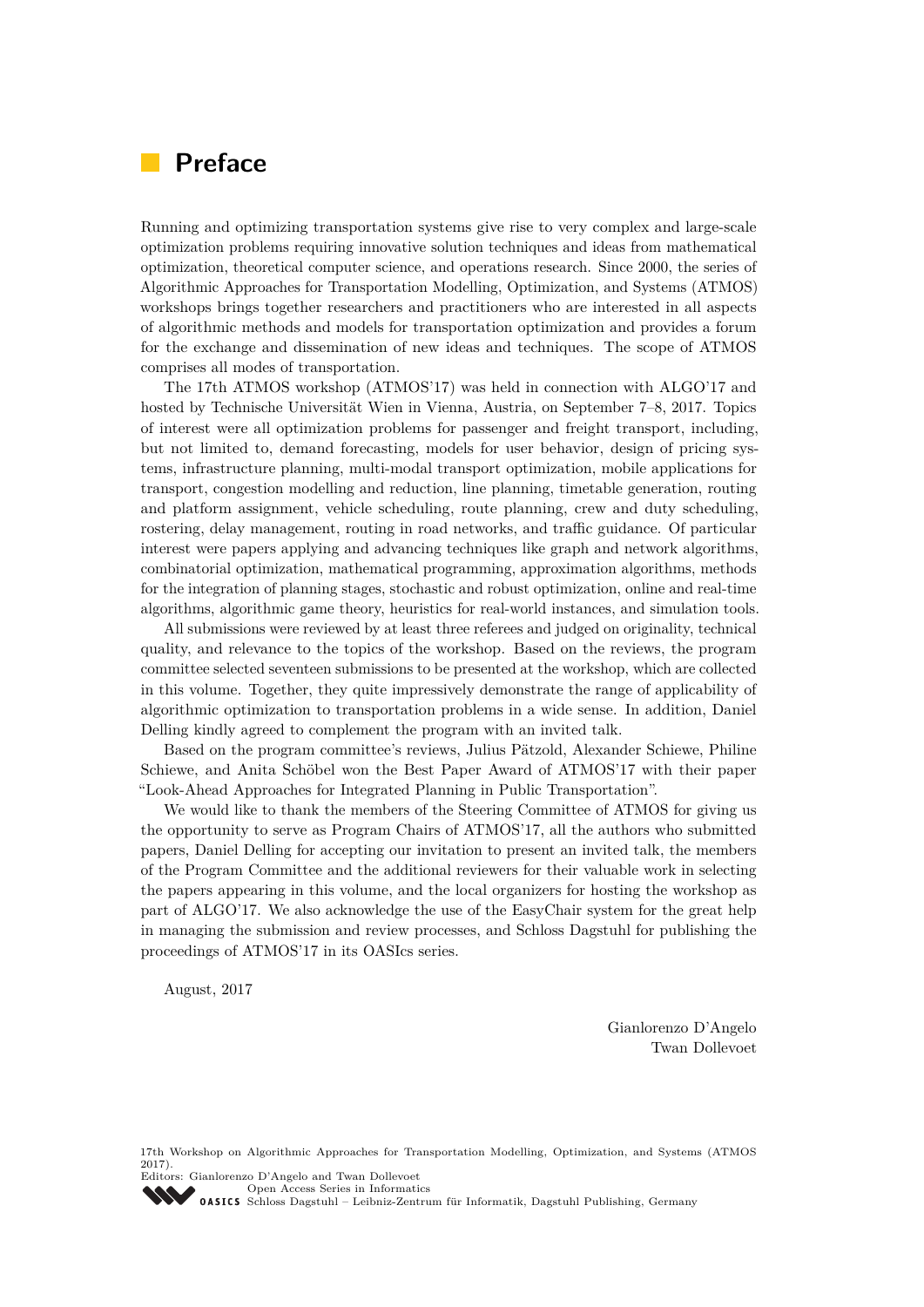# Preface

Running and optimizing transportation systems give rise to very complex and large-scale optimization problems requiring innovative solution techniques and ideas from mathematical optimization, theoretical computer science, and operations research. Since 2000, the series of Algorithmic Approaches for Transportation Modelling, Optimization, and Systems (ATMOS) workshops brings together researchers and practitioners who are interested in all aspects of algorithmic methods and models for transportation optimization and provides a forum for the exchange and dissemination of new ideas and techniques. The scope of ATMOS comprises all modes of transportation.

The 17th ATMOS workshop (ATMOS'17) was held in connection with ALGO'17 and hosted by Technische Universität Wien in Vienna, Austria, on September 7–8, 2017. Topics of interest were all optimization problems for passenger and freight transport, including, but not limited to, demand forecasting, models for user behavior, design of pricing systems, infrastructure planning, multi-modal transport optimization, mobile applications for transport, congestion modelling and reduction, line planning, timetable generation, routing and platform assignment, vehicle scheduling, route planning, crew and duty scheduling, rostering, delay management, routing in road networks, and traffic guidance. Of particular interest were papers applying and advancing techniques like graph and network algorithms, combinatorial optimization, mathematical programming, approximation algorithms, methods for the integration of planning stages, stochastic and robust optimization, online and real-time algorithms, algorithmic game theory, heuristics for real-world instances, and simulation tools.

All submissions were reviewed by at least three referees and judged on originality, technical quality, and relevance to the topics of the workshop. Based on the reviews, the program committee selected seventeen submissions to be presented at the workshop, which are collected in this volume. Together, they quite impressively demonstrate the range of applicability of algorithmic optimization to transportation problems in a wide sense. In addition, Daniel Delling kindly agreed to complement the program with an invited talk.

Based on the program committee's reviews, Julius Pätzold, Alexander Schiewe, Philine Schiewe, and Anita Schöbel won the Best Paper Award of ATMOS'17 with their paper "Look-Ahead Approaches for Integrated Planning in Public Transportation".

We would like to thank the members of the Steering Committee of ATMOS for giving us the opportunity to serve as Program Chairs of ATMOS'17, all the authors who submitted papers, Daniel Delling for accepting our invitation to present an invited talk, the members of the Program Committee and the additional reviewers for their valuable work in selecting the papers appearing in this volume, and the local organizers for hosting the workshop as part of ALGO'17. We also acknowledge the use of the EasyChair system for the great help in managing the submission and review processes, and Schloss Dagstuhl for publishing the proceedings of ATMOS'17 in its OASIcs series.

August, 2017

Gianlorenzo D'Angelo
Twan Dollevoet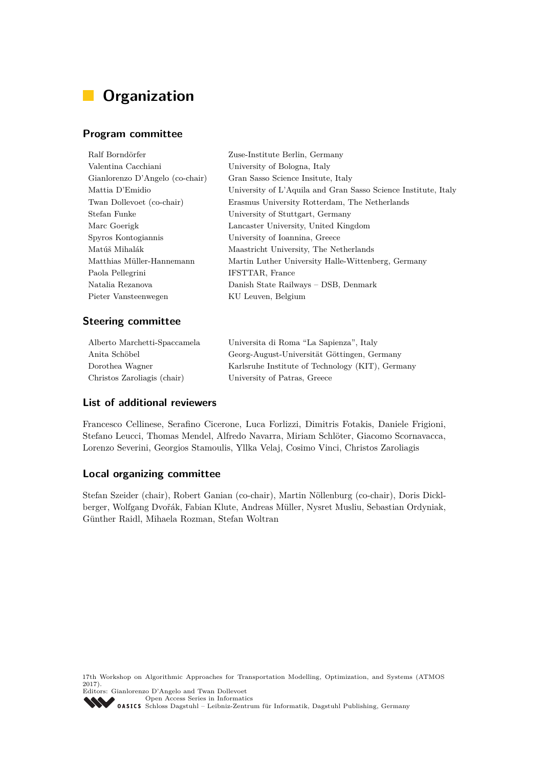# Organization

## Program committee

| | |
|---|---|
| Ralf Borndörfer | Zuse-Institute Berlin, Germany |
| Valentina Cacchiani | University of Bologna, Italy |
| Gianlorenzo D'Angelo (co-chair) | Gran Sasso Science Insitute, Italy |
| Mattia D'Emidio | University of L'Aquila and Gran Sasso Science Institute, Italy |
| Twan Dollevoet (co-chair) | Erasmus University Rotterdam, The Netherlands |
| Stefan Funke | University of Stuttgart, Germany |
| Marc Goerigk | Lancaster University, United Kingdom |
| Spyros Kontogiannis | University of Ioannina, Greece |
| Matúš Mihalák | Maastricht University, The Netherlands |
| Matthias Müller-Hannemann | Martin Luther University Halle-Wittenberg, Germany |
| Paola Pellegrini | IFSTTAR, France |
| Natalia Rezanova | Danish State Railways – DSB, Denmark |
| Pieter Vansteenwegen | KU Leuven, Belgium |

## Steering committee

| | |
|---|---|
| Alberto Marchetti-Spaccamela | Universita di Roma "La Sapienza", Italy |
| Anita Schöbel | Georg-August-Universität Göttingen, Germany |
| Dorothea Wagner | Karlsruhe Institute of Technology (KIT), Germany |
| Christos Zaroliagis (chair) | University of Patras, Greece |

## List of additional reviewers

Francesco Cellinese, Serafino Cicerone, Luca Forlizzi, Dimitris Fotakis, Daniele Frigioni, Stefano Leucci, Thomas Mendel, Alfredo Navarra, Miriam Schlöter, Giacomo Scornavacca, Lorenzo Severini, Georgios Stamoulis, Yllka Velaj, Cosimo Vinci, Christos Zaroliagis

## Local organizing committee

Stefan Szeider (chair), Robert Ganian (co-chair), Martin Nöllenburg (co-chair), Doris Dicklberger, Wolfgang Dvořák, Fabian Klute, Andreas Müller, Nysret Musliu, Sebastian Ordyniak, Günther Raidl, Mihaela Rozman, Stefan Woltran